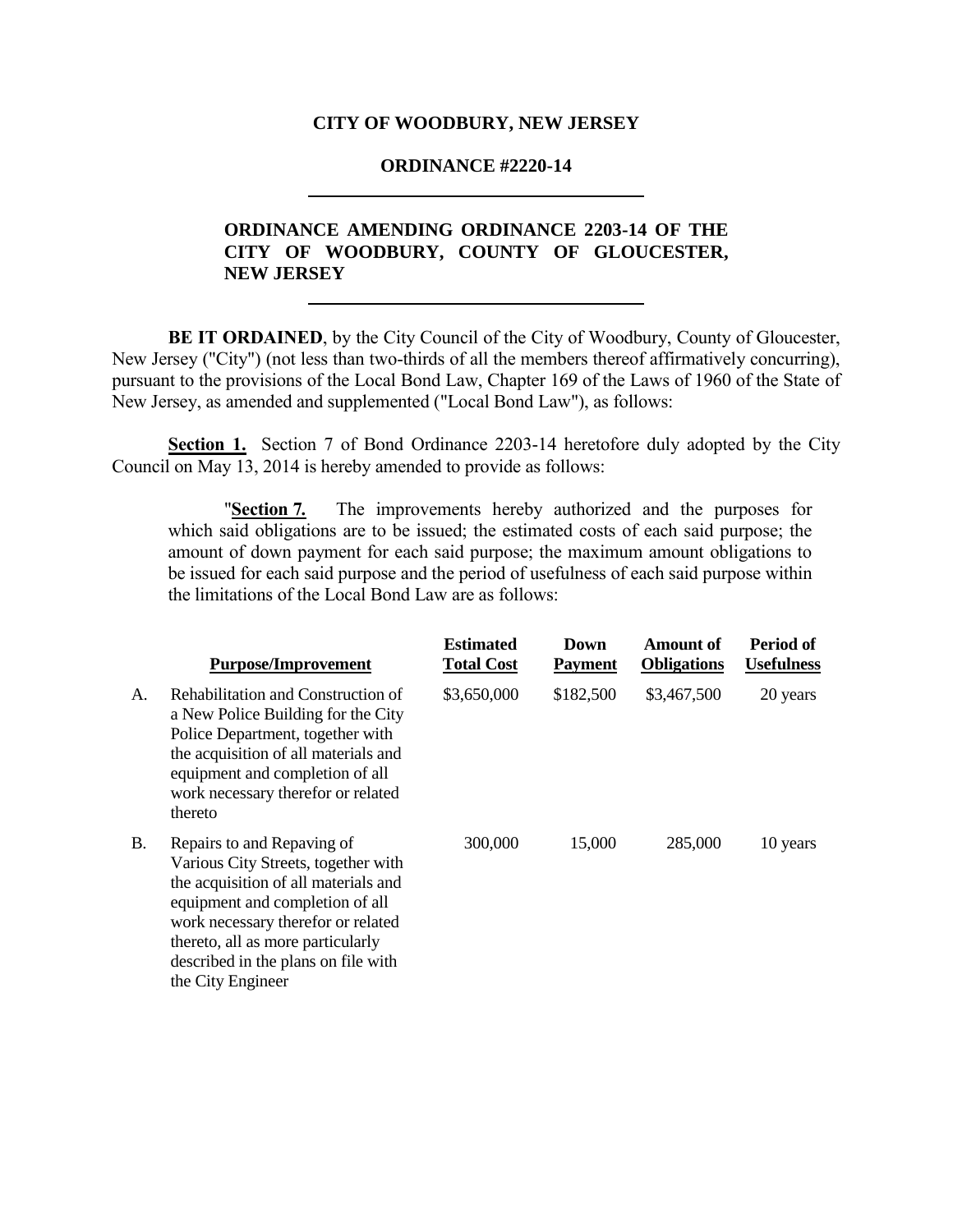**CITY OF WOODBURY, NEW JERSEY**

**ORDINANCE #2220-14**

---

**ORDINANCE AMENDING ORDINANCE 2203-14 OF THE CITY OF WOODBURY, COUNTY OF GLOUCESTER, NEW JERSEY**

---

**BE IT ORDAINED**, by the City Council of the City of Woodbury, County of Gloucester, New Jersey ("City") (not less than two-thirds of all the members thereof affirmatively concurring), pursuant to the provisions of the Local Bond Law, Chapter 169 of the Laws of 1960 of the State of New Jersey, as amended and supplemented ("Local Bond Law"), as follows:

**Section 1.** Section 7 of Bond Ordinance 2203-14 heretofore duly adopted by the City Council on May 13, 2014 is hereby amended to provide as follows:

> "**Section 7.** The improvements hereby authorized and the purposes for which said obligations are to be issued; the estimated costs of each said purpose; the amount of down payment for each said purpose; the maximum amount obligations to be issued for each said purpose and the period of usefulness of each said purpose within the limitations of the Local Bond Law are as follows:

| | Purpose/Improvement | Estimated Total Cost | Down Payment | Amount of Obligations | Period of Usefulness |
|---|---|---|---|---|---|
| A. | Rehabilitation and Construction of a New Police Building for the City Police Department, together with the acquisition of all materials and equipment and completion of all work necessary therefor or related thereto | $3,650,000 | $182,500 | $3,467,500 | 20 years |
| B. | Repairs to and Repaving of Various City Streets, together with the acquisition of all materials and equipment and completion of all work necessary therefor or related thereto, all as more particularly described in the plans on file with the City Engineer | 300,000 | 15,000 | 285,000 | 10 years |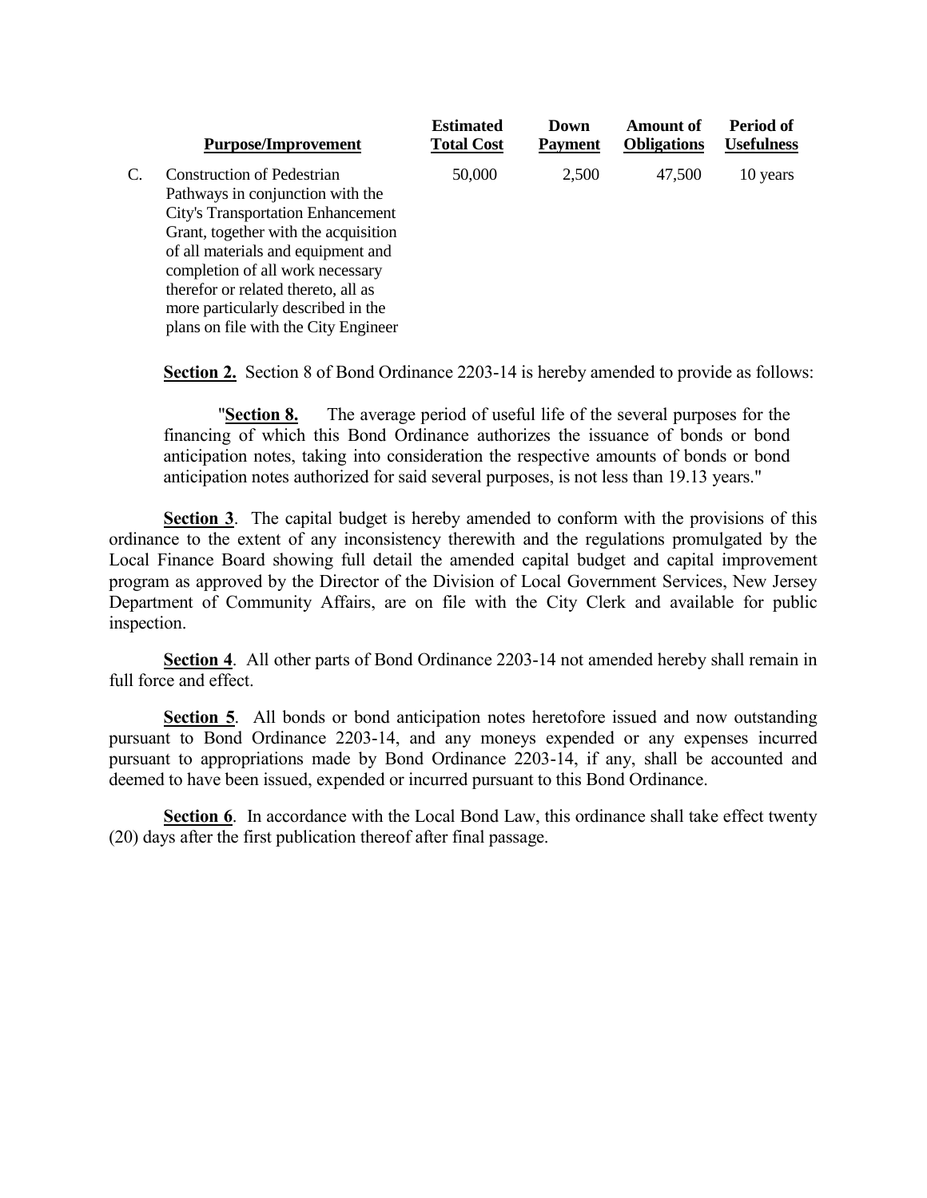| | Purpose/Improvement | Estimated Total Cost | Down Payment | Amount of Obligations | Period of Usefulness |
|---|---|---|---|---|---|
| C. | Construction of Pedestrian Pathways in conjunction with the City's Transportation Enhancement Grant, together with the acquisition of all materials and equipment and completion of all work necessary therefor or related thereto, all as more particularly described in the plans on file with the City Engineer | 50,000 | 2,500 | 47,500 | 10 years |

**Section 2.** Section 8 of Bond Ordinance 2203-14 is hereby amended to provide as follows:

> "**Section 8.** The average period of useful life of the several purposes for the financing of which this Bond Ordinance authorizes the issuance of bonds or bond anticipation notes, taking into consideration the respective amounts of bonds or bond anticipation notes authorized for said several purposes, is not less than 19.13 years."

**Section 3**. The capital budget is hereby amended to conform with the provisions of this ordinance to the extent of any inconsistency therewith and the regulations promulgated by the Local Finance Board showing full detail the amended capital budget and capital improvement program as approved by the Director of the Division of Local Government Services, New Jersey Department of Community Affairs, are on file with the City Clerk and available for public inspection.

**Section 4**. All other parts of Bond Ordinance 2203-14 not amended hereby shall remain in full force and effect.

**Section 5**. All bonds or bond anticipation notes heretofore issued and now outstanding pursuant to Bond Ordinance 2203-14, and any moneys expended or any expenses incurred pursuant to appropriations made by Bond Ordinance 2203-14, if any, shall be accounted and deemed to have been issued, expended or incurred pursuant to this Bond Ordinance.

**Section 6**. In accordance with the Local Bond Law, this ordinance shall take effect twenty (20) days after the first publication thereof after final passage.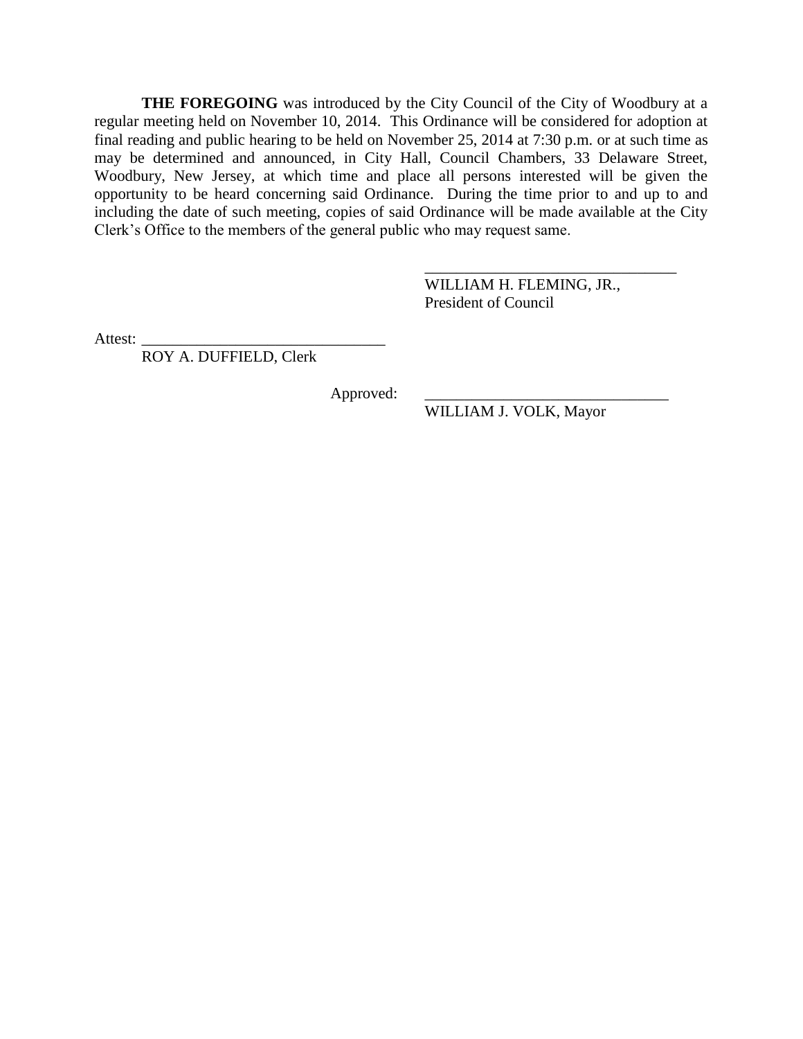**THE FOREGOING** was introduced by the City Council of the City of Woodbury at a regular meeting held on November 10, 2014. This Ordinance will be considered for adoption at final reading and public hearing to be held on November 25, 2014 at 7:30 p.m. or at such time as may be determined and announced, in City Hall, Council Chambers, 33 Delaware Street, Woodbury, New Jersey, at which time and place all persons interested will be given the opportunity to be heard concerning said Ordinance. During the time prior to and up to and including the date of such meeting, copies of said Ordinance will be made available at the City Clerk's Office to the members of the general public who may request same.

_______________________________
WILLIAM H. FLEMING, JR.,
President of Council

Attest: _______________________________
ROY A. DUFFIELD, Clerk

Approved: _______________________________
WILLIAM J. VOLK, Mayor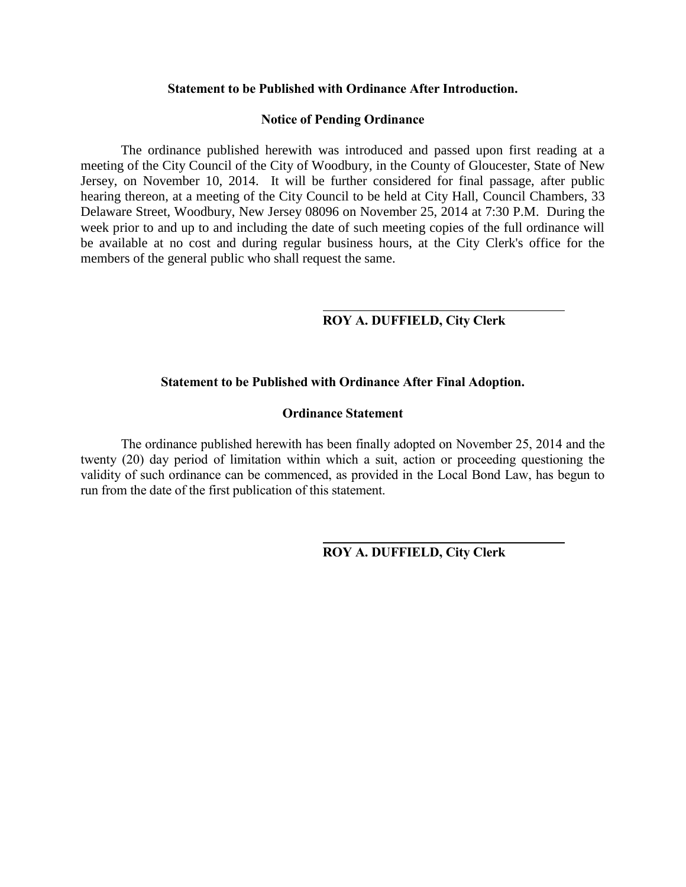**Statement to be Published with Ordinance After Introduction.**

**Notice of Pending Ordinance**

The ordinance published herewith was introduced and passed upon first reading at a meeting of the City Council of the City of Woodbury, in the County of Gloucester, State of New Jersey, on November 10, 2014. It will be further considered for final passage, after public hearing thereon, at a meeting of the City Council to be held at City Hall, Council Chambers, 33 Delaware Street, Woodbury, New Jersey 08096 on November 25, 2014 at 7:30 P.M. During the week prior to and up to and including the date of such meeting copies of the full ordinance will be available at no cost and during regular business hours, at the City Clerk's office for the members of the general public who shall request the same.

\_\_\_\_\_\_\_\_\_\_\_\_\_\_\_\_\_\_\_\_\_\_\_\_\_\_\_\_\_\_\_\_\_\_\_\_

**ROY A. DUFFIELD, City Clerk**

**Statement to be Published with Ordinance After Final Adoption.**

**Ordinance Statement**

The ordinance published herewith has been finally adopted on November 25, 2014 and the twenty (20) day period of limitation within which a suit, action or proceeding questioning the validity of such ordinance can be commenced, as provided in the Local Bond Law, has begun to run from the date of the first publication of this statement.

\_\_\_\_\_\_\_\_\_\_\_\_\_\_\_\_\_\_\_\_\_\_\_\_\_\_\_\_\_\_\_\_\_\_\_\_

**ROY A. DUFFIELD, City Clerk**